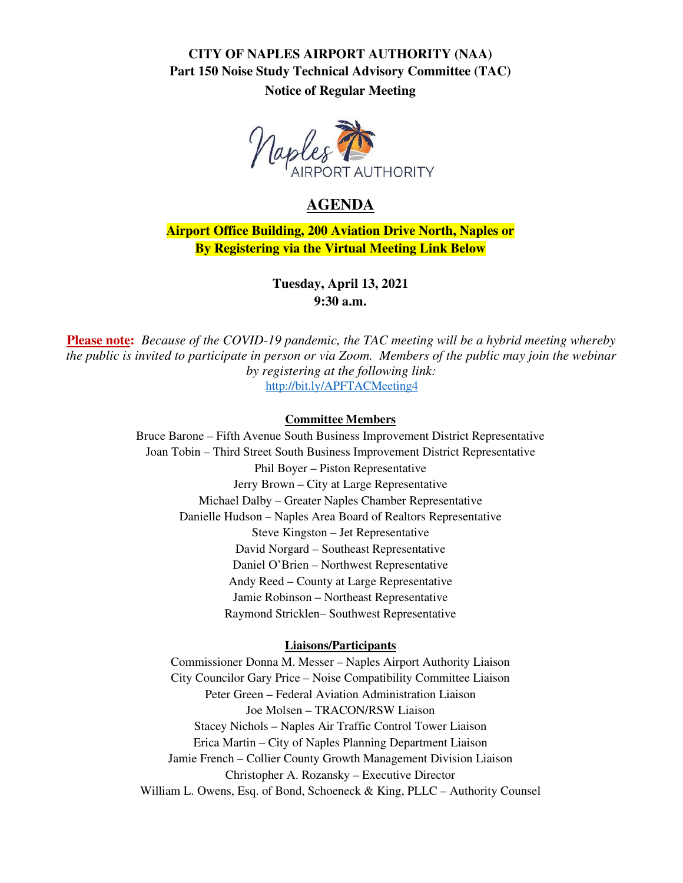**CITY OF NAPLES AIRPORT AUTHORITY (NAA)**
**Part 150 Noise Study Technical Advisory Committee (TAC)**
**Notice of Regular Meeting**

# AGENDA

**Airport Office Building, 200 Aviation Drive North, Naples or**
**By Registering via the Virtual Meeting Link Below**

**Tuesday, April 13, 2021**
**9:30 a.m.**

**Please note:** *Because of the COVID-19 pandemic, the TAC meeting will be a hybrid meeting whereby the public is invited to participate in person or via Zoom. Members of the public may join the webinar by registering at the following link:*
http://bit.ly/APFTACMeeting4

**Committee Members**

Bruce Barone – Fifth Avenue South Business Improvement District Representative
Joan Tobin – Third Street South Business Improvement District Representative
Phil Boyer – Piston Representative
Jerry Brown – City at Large Representative
Michael Dalby – Greater Naples Chamber Representative
Danielle Hudson – Naples Area Board of Realtors Representative
Steve Kingston – Jet Representative
David Norgard – Southeast Representative
Daniel O'Brien – Northwest Representative
Andy Reed – County at Large Representative
Jamie Robinson – Northeast Representative
Raymond Stricklen– Southwest Representative

**Liaisons/Participants**

Commissioner Donna M. Messer – Naples Airport Authority Liaison
City Councilor Gary Price – Noise Compatibility Committee Liaison
Peter Green – Federal Aviation Administration Liaison
Joe Molsen – TRACON/RSW Liaison
Stacey Nichols – Naples Air Traffic Control Tower Liaison
Erica Martin – City of Naples Planning Department Liaison
Jamie French – Collier County Growth Management Division Liaison
Christopher A. Rozansky – Executive Director
William L. Owens, Esq. of Bond, Schoeneck & King, PLLC – Authority Counsel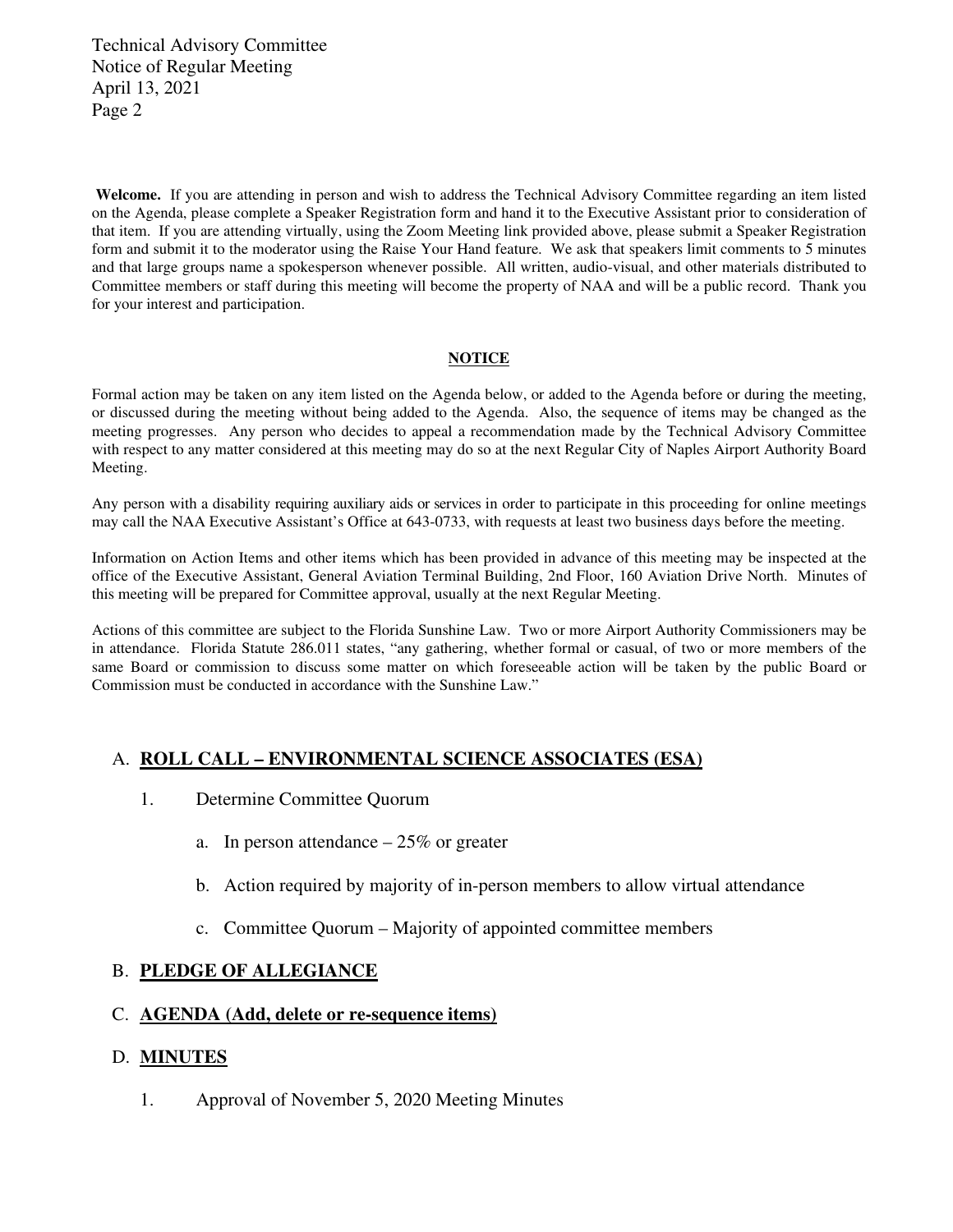**Welcome.** If you are attending in person and wish to address the Technical Advisory Committee regarding an item listed on the Agenda, please complete a Speaker Registration form and hand it to the Executive Assistant prior to consideration of that item. If you are attending virtually, using the Zoom Meeting link provided above, please submit a Speaker Registration form and submit it to the moderator using the Raise Your Hand feature. We ask that speakers limit comments to 5 minutes and that large groups name a spokesperson whenever possible. All written, audio-visual, and other materials distributed to Committee members or staff during this meeting will become the property of NAA and will be a public record. Thank you for your interest and participation.

**NOTICE**

Formal action may be taken on any item listed on the Agenda below, or added to the Agenda before or during the meeting, or discussed during the meeting without being added to the Agenda. Also, the sequence of items may be changed as the meeting progresses. Any person who decides to appeal a recommendation made by the Technical Advisory Committee with respect to any matter considered at this meeting may do so at the next Regular City of Naples Airport Authority Board Meeting.

Any person with a disability requiring auxiliary aids or services in order to participate in this proceeding for online meetings may call the NAA Executive Assistant's Office at 643-0733, with requests at least two business days before the meeting.

Information on Action Items and other items which has been provided in advance of this meeting may be inspected at the office of the Executive Assistant, General Aviation Terminal Building, 2nd Floor, 160 Aviation Drive North. Minutes of this meeting will be prepared for Committee approval, usually at the next Regular Meeting.

Actions of this committee are subject to the Florida Sunshine Law. Two or more Airport Authority Commissioners may be in attendance. Florida Statute 286.011 states, "any gathering, whether formal or casual, of two or more members of the same Board or commission to discuss some matter on which foreseeable action will be taken by the public Board or Commission must be conducted in accordance with the Sunshine Law."

## A. ROLL CALL – ENVIRONMENTAL SCIENCE ASSOCIATES (ESA)

1. Determine Committee Quorum
   a. In person attendance – 25% or greater
   b. Action required by majority of in-person members to allow virtual attendance
   c. Committee Quorum – Majority of appointed committee members

## B. PLEDGE OF ALLEGIANCE

## C. AGENDA (Add, delete or re-sequence items)

## D. MINUTES

1. Approval of November 5, 2020 Meeting Minutes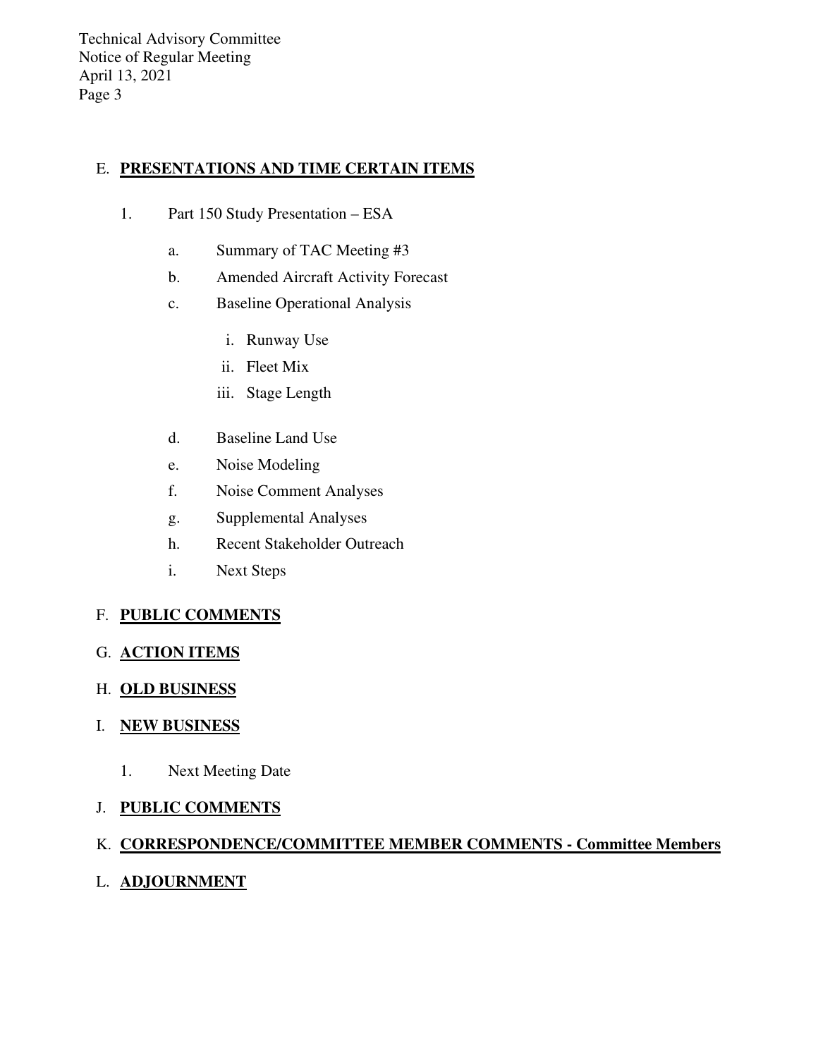E. **PRESENTATIONS AND TIME CERTAIN ITEMS**

1. Part 150 Study Presentation – ESA

    a. Summary of TAC Meeting #3

    b. Amended Aircraft Activity Forecast

    c. Baseline Operational Analysis

        i. Runway Use

        ii. Fleet Mix

        iii. Stage Length

    d. Baseline Land Use

    e. Noise Modeling

    f. Noise Comment Analyses

    g. Supplemental Analyses

    h. Recent Stakeholder Outreach

    i. Next Steps

F. **PUBLIC COMMENTS**

G. **ACTION ITEMS**

H. **OLD BUSINESS**

I. **NEW BUSINESS**

1. Next Meeting Date

J. **PUBLIC COMMENTS**

K. **CORRESPONDENCE/COMMITTEE MEMBER COMMENTS - Committee Members**

L. **ADJOURNMENT**